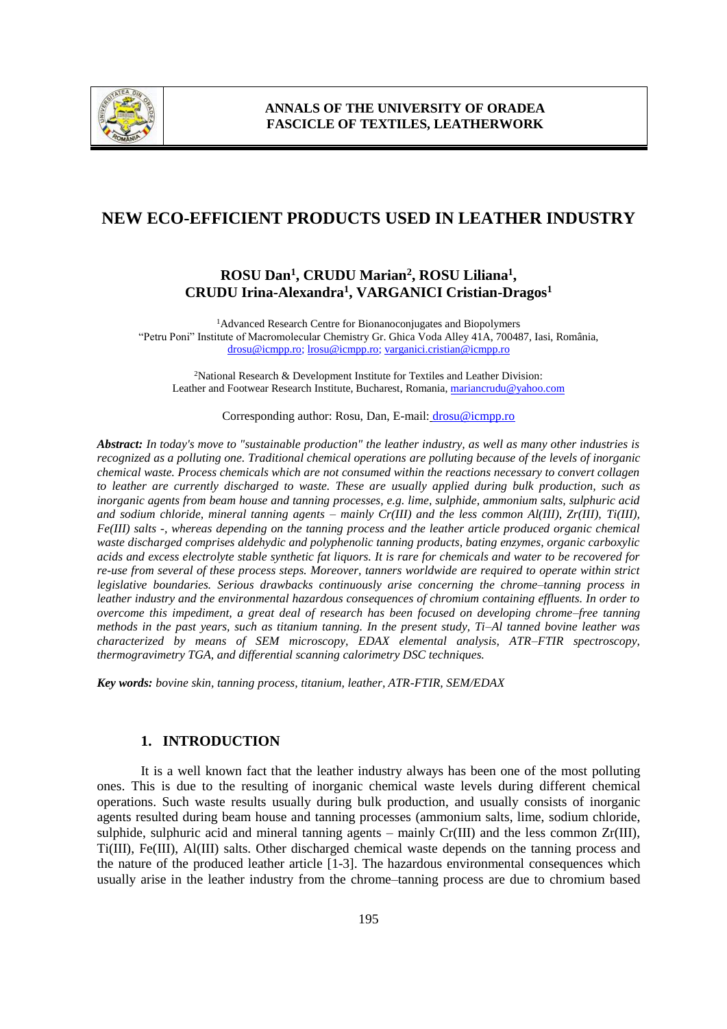# NEW ECO-EFFICIENT PRODUCTS USED IN LEATHER INDUSTRY

**ROSU Dan[1], CRUDU Marian[2], ROSU Liliana[1], CRUDU Irina-Alexandra[1], VARGANICI Cristian-Dragos[1]**

[1]Advanced Research Centre for Bionanoconjugates and Biopolymers
"Petru Poni" Institute of Macromolecular Chemistry Gr. Ghica Voda Alley 41A, 700487, Iasi, România, drosu@icmpp.ro; lrosu@icmpp.ro; varganici.cristian@icmpp.ro

[2]National Research & Development Institute for Textiles and Leather Division: Leather and Footwear Research Institute, Bucharest, Romania, mariancrudu@yahoo.com

Corresponding author: Rosu, Dan, E-mail: drosu@icmpp.ro

***Abstract:*** *In today's move to "sustainable production" the leather industry, as well as many other industries is recognized as a polluting one. Traditional chemical operations are polluting because of the levels of inorganic chemical waste. Process chemicals which are not consumed within the reactions necessary to convert collagen to leather are currently discharged to waste. These are usually applied during bulk production, such as inorganic agents from beam house and tanning processes, e.g. lime, sulphide, ammonium salts, sulphuric acid and sodium chloride, mineral tanning agents – mainly Cr(III) and the less common Al(III), Zr(III), Ti(III), Fe(III) salts -, whereas depending on the tanning process and the leather article produced organic chemical waste discharged comprises aldehydic and polyphenolic tanning products, bating enzymes, organic carboxylic acids and excess electrolyte stable synthetic fat liquors. It is rare for chemicals and water to be recovered for re-use from several of these process steps. Moreover, tanners worldwide are required to operate within strict legislative boundaries. Serious drawbacks continuously arise concerning the chrome–tanning process in leather industry and the environmental hazardous consequences of chromium containing effluents. In order to overcome this impediment, a great deal of research has been focused on developing chrome–free tanning methods in the past years, such as titanium tanning. In the present study, Ti–Al tanned bovine leather was characterized by means of SEM microscopy, EDAX elemental analysis, ATR–FTIR spectroscopy, thermogravimetry TGA, and differential scanning calorimetry DSC techniques.*

***Key words:*** *bovine skin, tanning process, titanium, leather, ATR-FTIR, SEM/EDAX*

## 1. INTRODUCTION

It is a well known fact that the leather industry always has been one of the most polluting ones. This is due to the resulting of inorganic chemical waste levels during different chemical operations. Such waste results usually during bulk production, and usually consists of inorganic agents resulted during beam house and tanning processes (ammonium salts, lime, sodium chloride, sulphide, sulphuric acid and mineral tanning agents – mainly Cr(III) and the less common Zr(III), Ti(III), Fe(III), Al(III) salts. Other discharged chemical waste depends on the tanning process and the nature of the produced leather article [1-3]. The hazardous environmental consequences which usually arise in the leather industry from the chrome–tanning process are due to chromium based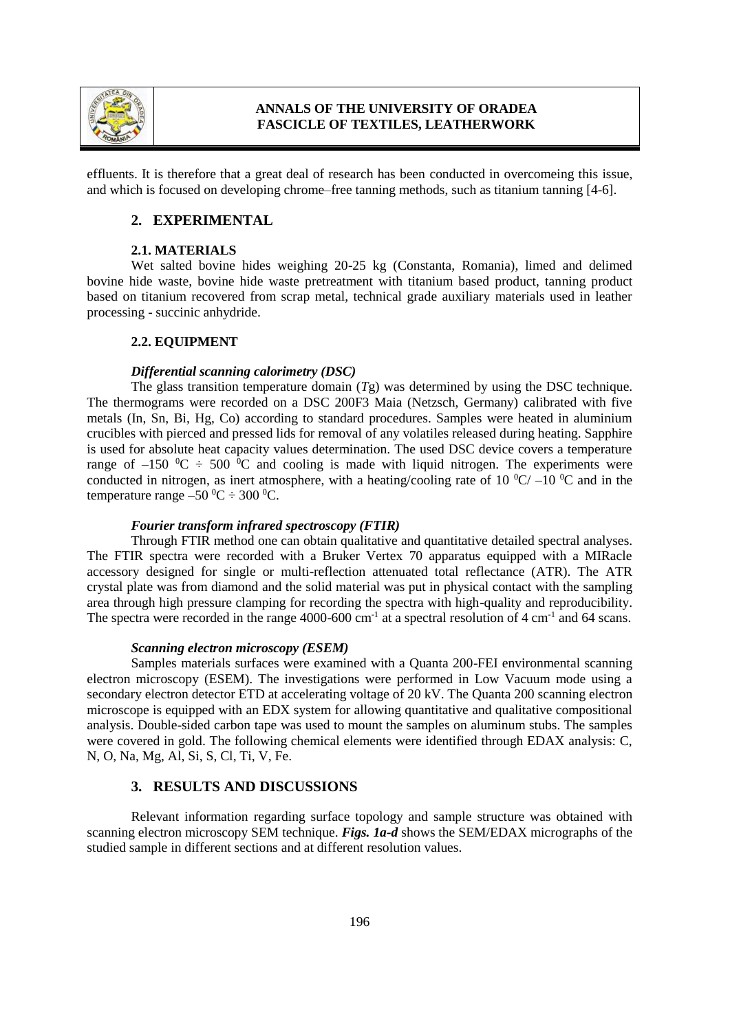effluents. It is therefore that a great deal of research has been conducted in overcomeing this issue, and which is focused on developing chrome–free tanning methods, such as titanium tanning [4-6].

## 2. EXPERIMENTAL

### 2.1. MATERIALS

Wet salted bovine hides weighing 20-25 kg (Constanta, Romania), limed and delimed bovine hide waste, bovine hide waste pretreatment with titanium based product, tanning product based on titanium recovered from scrap metal, technical grade auxiliary materials used in leather processing - succinic anhydride.

### 2.2. EQUIPMENT

#### *Differential scanning calorimetry (DSC)*

The glass transition temperature domain ($T$g) was determined by using the DSC technique. The thermograms were recorded on a DSC 200F3 Maia (Netzsch, Germany) calibrated with five metals (In, Sn, Bi, Hg, Co) according to standard procedures. Samples were heated in aluminium crucibles with pierced and pressed lids for removal of any volatiles released during heating. Sapphire is used for absolute heat capacity values determination. The used DSC device covers a temperature range of $-150\ ^0C \div 500\ ^0C$ and cooling is made with liquid nitrogen. The experiments were conducted in nitrogen, as inert atmosphere, with a heating/cooling rate of $10\ ^0C/ -10\ ^0C$ and in the temperature range $-50\ ^0C \div 300\ ^0C$.

#### *Fourier transform infrared spectroscopy (FTIR)*

Through FTIR method one can obtain qualitative and quantitative detailed spectral analyses. The FTIR spectra were recorded with a Bruker Vertex 70 apparatus equipped with a MIRacle accessory designed for single or multi-reflection attenuated total reflectance (ATR). The ATR crystal plate was from diamond and the solid material was put in physical contact with the sampling area through high pressure clamping for recording the spectra with high-quality and reproducibility. The spectra were recorded in the range 4000-600 $cm^{-1}$ at a spectral resolution of 4 $cm^{-1}$ and 64 scans.

#### *Scanning electron microscopy (ESEM)*

Samples materials surfaces were examined with a Quanta 200-FEI environmental scanning electron microscopy (ESEM). The investigations were performed in Low Vacuum mode using a secondary electron detector ETD at accelerating voltage of 20 kV. The Quanta 200 scanning electron microscope is equipped with an EDX system for allowing quantitative and qualitative compositional analysis. Double-sided carbon tape was used to mount the samples on aluminum stubs. The samples were covered in gold. The following chemical elements were identified through EDAX analysis: C, N, O, Na, Mg, Al, Si, S, Cl, Ti, V, Fe.

## 3. RESULTS AND DISCUSSIONS

Relevant information regarding surface topology and sample structure was obtained with scanning electron microscopy SEM technique. ***Figs. 1a-d*** shows the SEM/EDAX micrographs of the studied sample in different sections and at different resolution values.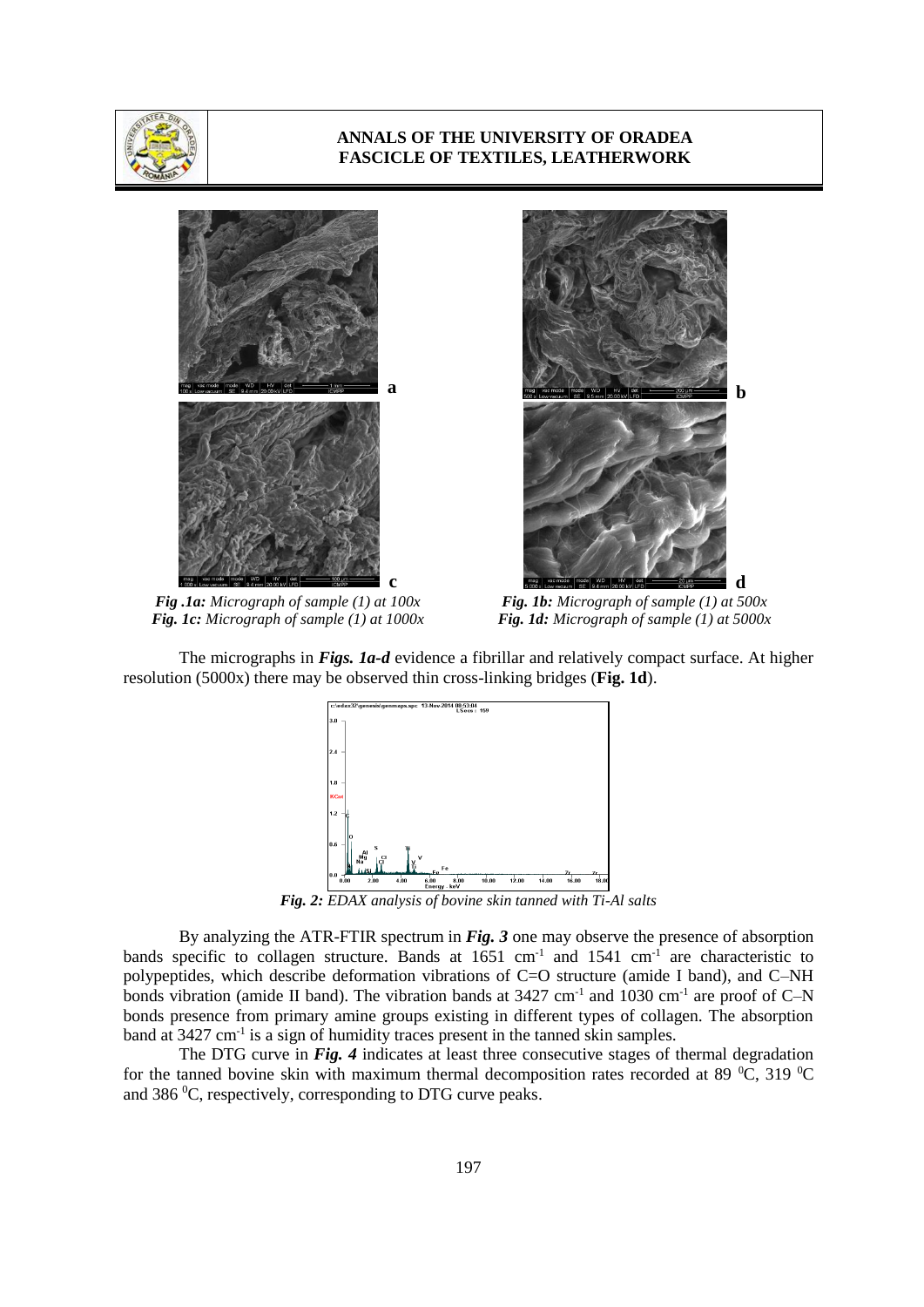*Fig .1a: Micrograph of sample (1) at 100x*
*Fig. 1b: Micrograph of sample (1) at 500x*
*Fig. 1c: Micrograph of sample (1) at 1000x*
*Fig. 1d: Micrograph of sample (1) at 5000x*

The micrographs in ***Figs. 1a-d*** evidence a fibrillar and relatively compact surface. At higher resolution (5000x) there may be observed thin cross-linking bridges (**Fig. 1d**).

*Fig. 2: EDAX analysis of bovine skin tanned with Ti-Al salts*

By analyzing the ATR-FTIR spectrum in ***Fig. 3*** one may observe the presence of absorption bands specific to collagen structure. Bands at 1651 $cm^{-1}$ and 1541 $cm^{-1}$ are characteristic to polypeptides, which describe deformation vibrations of C=O structure (amide I band), and C–NH bonds vibration (amide II band). The vibration bands at 3427 $cm^{-1}$ and 1030 $cm^{-1}$ are proof of C–N bonds presence from primary amine groups existing in different types of collagen. The absorption band at 3427 $cm^{-1}$ is a sign of humidity traces present in the tanned skin samples.

The DTG curve in ***Fig. 4*** indicates at least three consecutive stages of thermal degradation for the tanned bovine skin with maximum thermal decomposition rates recorded at 89 $^0$C, 319 $^0$C and 386 $^0$C, respectively, corresponding to DTG curve peaks.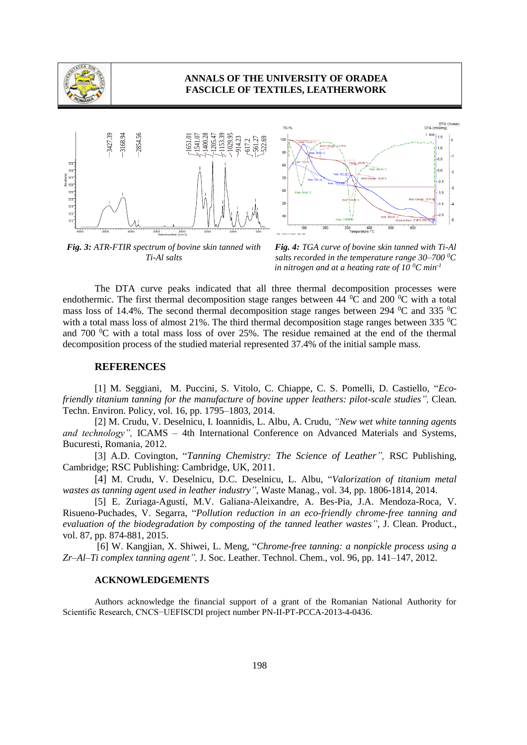Fig. 3: ATR-FTIR spectrum of bovine skin tanned with Ti-Al salts

Fig. 4: TGA curve of bovine skin tanned with Ti-Al salts recorded in the temperature range 30–700 $^0C$ in nitrogen and at a heating rate of 10 $^0C\ min^{-1}$

The DTA curve peaks indicated that all three thermal decomposition processes were endothermic. The first thermal decomposition stage ranges between 44 $^0C$ and 200 $^0C$ with a total mass loss of 14.4%. The second thermal decomposition stage ranges between 294 $^0C$ and 335 $^0C$ with a total mass loss of almost 21%. The third thermal decomposition stage ranges between 335 $^0C$ and 700 $^0C$ with a total mass loss of over 25%. The residue remained at the end of the thermal decomposition process of the studied material represented 37.4% of the initial sample mass.

## REFERENCES

[1] M. Seggiani, M. Puccini, S. Vitolo, C. Chiappe, C. S. Pomelli, D. Castiello, "*Eco-friendly titanium tanning for the manufacture of bovine upper leathers: pilot-scale studies"*, Clean. Techn. Environ. Policy, vol. 16, pp. 1795–1803, 2014.

[2] M. Crudu, V. Deselnicu, I. Ioannidis, L. Albu, A. Crudu, *"New wet white tanning agents and technology"*, ICAMS – 4th International Conference on Advanced Materials and Systems, Bucuresti, Romania, 2012.

[3] A.D. Covington, "*Tanning Chemistry: The Science of Leather"*, RSC Publishing, Cambridge; RSC Publishing: Cambridge, UK, 2011.

[4] M. Crudu, V. Deselnicu, D.C. Deselnicu, L. Albu, "*Valorization of titanium metal wastes as tanning agent used in leather industry"*, Waste Manag., vol. 34, pp. 1806-1814, 2014.

[5] E. Zuriaga-Agustí, M.V. Galiana-Aleixandre, A. Bes-Pia, J.A. Mendoza-Roca, V. Risueno-Puchades, V. Segarra, "*Pollution reduction in an eco-friendly chrome-free tanning and evaluation of the biodegradation by composting of the tanned leather wastes"*, J. Clean. Product., vol. 87, pp. 874-881, 2015.

[6] W. Kangjian, X. Shiwei, L. Meng, "*Chrome-free tanning: a nonpickle process using a Zr–Al–Ti complex tanning agent"*, J. Soc. Leather. Technol. Chem., vol. 96, pp. 141–147, 2012.

### ACKNOWLEDGEMENTS

Authors acknowledge the financial support of a grant of the Romanian National Authority for Scientific Research, CNCS−UEFISCDI project number PN-II-PT-PCCA-2013-4-0436.